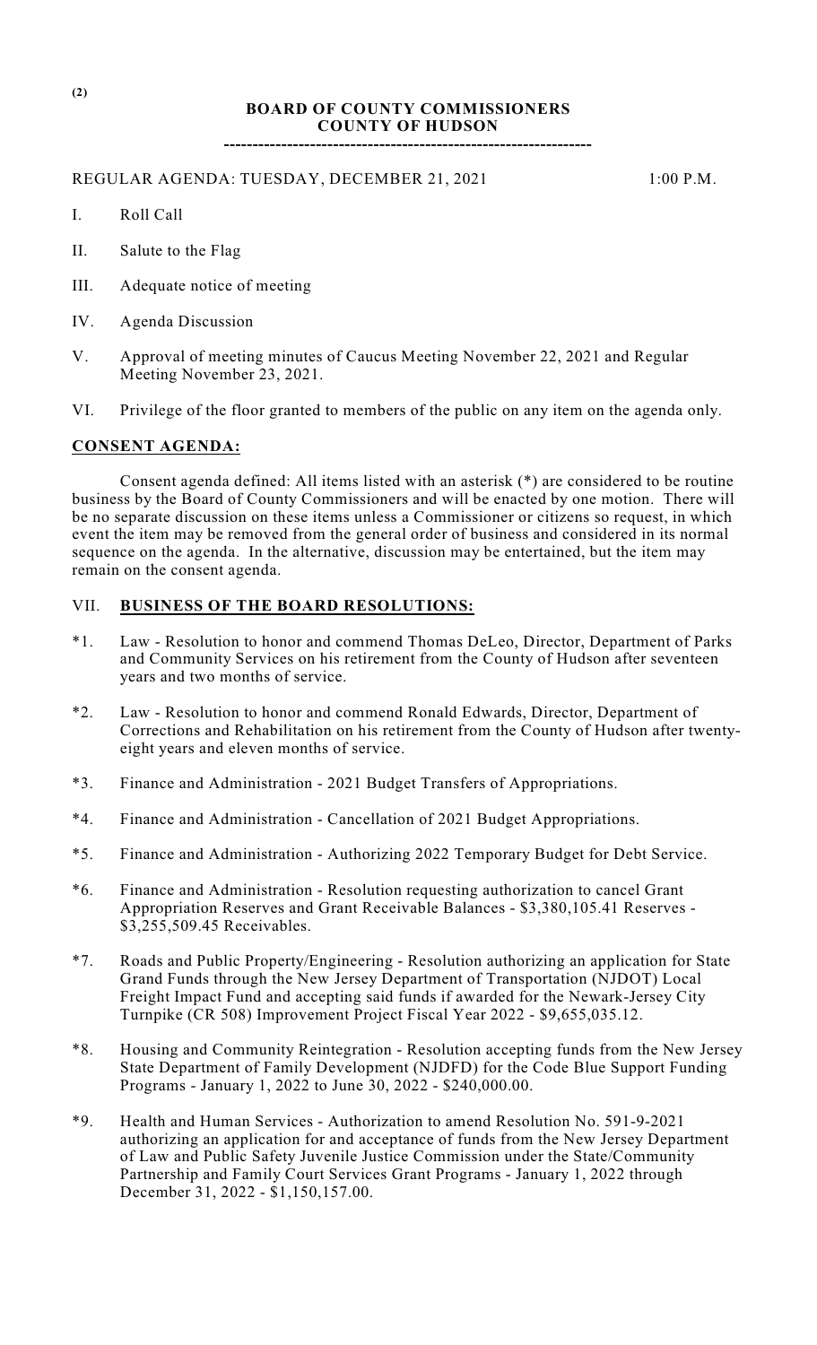**(2)**

**BOARD OF COUNTY COMMISSIONERS**
**COUNTY OF HUDSON**

---

REGULAR AGENDA: TUESDAY, DECEMBER 21, 2021 1:00 P.M.

I. Roll Call

II. Salute to the Flag

III. Adequate notice of meeting

IV. Agenda Discussion

V. Approval of meeting minutes of Caucus Meeting November 22, 2021 and Regular Meeting November 23, 2021.

VI. Privilege of the floor granted to members of the public on any item on the agenda only.

**CONSENT AGENDA:**

Consent agenda defined: All items listed with an asterisk (*) are considered to be routine business by the Board of County Commissioners and will be enacted by one motion. There will be no separate discussion on these items unless a Commissioner or citizens so request, in which event the item may be removed from the general order of business and considered in its normal sequence on the agenda. In the alternative, discussion may be entertained, but the item may remain on the consent agenda.

VII. **BUSINESS OF THE BOARD RESOLUTIONS:**

*1. Law - Resolution to honor and commend Thomas DeLeo, Director, Department of Parks and Community Services on his retirement from the County of Hudson after seventeen years and two months of service.

*2. Law - Resolution to honor and commend Ronald Edwards, Director, Department of Corrections and Rehabilitation on his retirement from the County of Hudson after twenty-eight years and eleven months of service.

*3. Finance and Administration - 2021 Budget Transfers of Appropriations.

*4. Finance and Administration - Cancellation of 2021 Budget Appropriations.

*5. Finance and Administration - Authorizing 2022 Temporary Budget for Debt Service.

*6. Finance and Administration - Resolution requesting authorization to cancel Grant Appropriation Reserves and Grant Receivable Balances - $3,380,105.41 Reserves - $3,255,509.45 Receivables.

*7. Roads and Public Property/Engineering - Resolution authorizing an application for State Grand Funds through the New Jersey Department of Transportation (NJDOT) Local Freight Impact Fund and accepting said funds if awarded for the Newark-Jersey City Turnpike (CR 508) Improvement Project Fiscal Year 2022 - $9,655,035.12.

*8. Housing and Community Reintegration - Resolution accepting funds from the New Jersey State Department of Family Development (NJDFD) for the Code Blue Support Funding Programs - January 1, 2022 to June 30, 2022 - $240,000.00.

*9. Health and Human Services - Authorization to amend Resolution No. 591-9-2021 authorizing an application for and acceptance of funds from the New Jersey Department of Law and Public Safety Juvenile Justice Commission under the State/Community Partnership and Family Court Services Grant Programs - January 1, 2022 through December 31, 2022 - $1,150,157.00.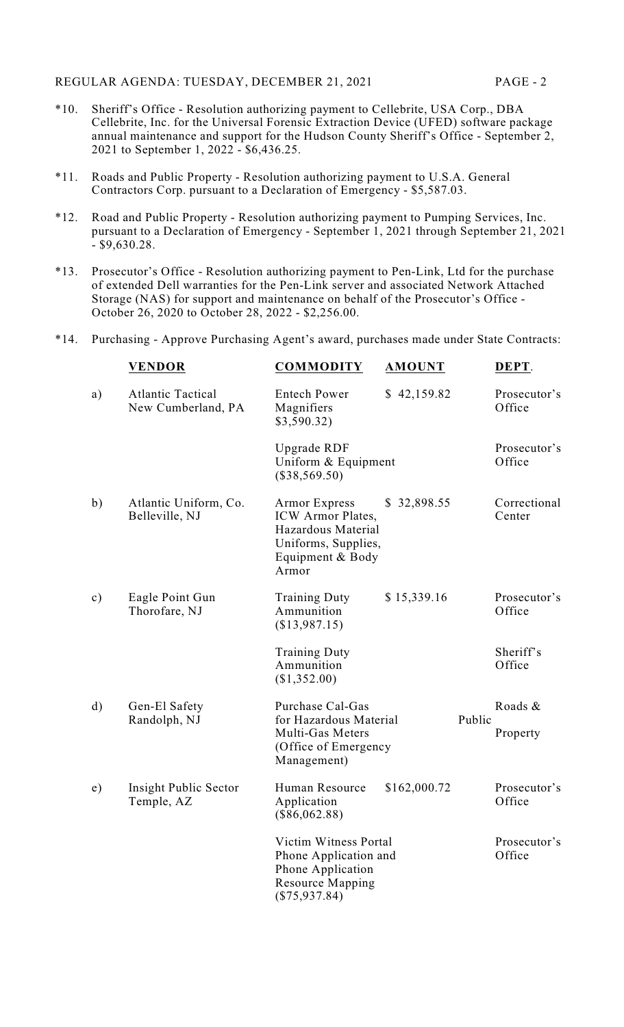*10. Sheriff's Office - Resolution authorizing payment to Cellebrite, USA Corp., DBA Cellebrite, Inc. for the Universal Forensic Extraction Device (UFED) software package annual maintenance and support for the Hudson County Sheriff's Office - September 2, 2021 to September 1, 2022 - $6,436.25.

*11. Roads and Public Property - Resolution authorizing payment to U.S.A. General Contractors Corp. pursuant to a Declaration of Emergency - $5,587.03.

*12. Road and Public Property - Resolution authorizing payment to Pumping Services, Inc. pursuant to a Declaration of Emergency - September 1, 2021 through September 21, 2021 - $9,630.28.

*13. Prosecutor's Office - Resolution authorizing payment to Pen-Link, Ltd for the purchase of extended Dell warranties for the Pen-Link server and associated Network Attached Storage (NAS) for support and maintenance on behalf of the Prosecutor's Office - October 26, 2020 to October 28, 2022 - $2,256.00.

*14. Purchasing - Approve Purchasing Agent's award, purchases made under State Contracts:

| | **VENDOR** | **COMMODITY** | **AMOUNT** | **DEPT.** |
|---|---|---|---|---|
| a) | Atlantic Tactical New Cumberland, PA | Entech Power Magnifiers $3,590.32) | $ 42,159.82 | Prosecutor's Office |
| | | Upgrade RDF Uniform & Equipment ($38,569.50) | | Prosecutor's Office |
| b) | Atlantic Uniform, Co. Belleville, NJ | Armor Express ICW Armor Plates, Hazardous Material Uniforms, Supplies, Equipment & Body Armor | $ 32,898.55 | Correctional Center |
| c) | Eagle Point Gun Thorofare, NJ | Training Duty Ammunition ($13,987.15) | $ 15,339.16 | Prosecutor's Office |
| | | Training Duty Ammunition ($1,352.00) | | Sheriff's Office |
| d) | Gen-El Safety Randolph, NJ | Purchase Cal-Gas for Hazardous Material Multi-Gas Meters (Office of Emergency Management) | | Roads & Public Property |
| e) | Insight Public Sector Temple, AZ | Human Resource Application ($86,062.88) | $162,000.72 | Prosecutor's Office |
| | | Victim Witness Portal Phone Application and Phone Application Resource Mapping ($75,937.84) | | Prosecutor's Office |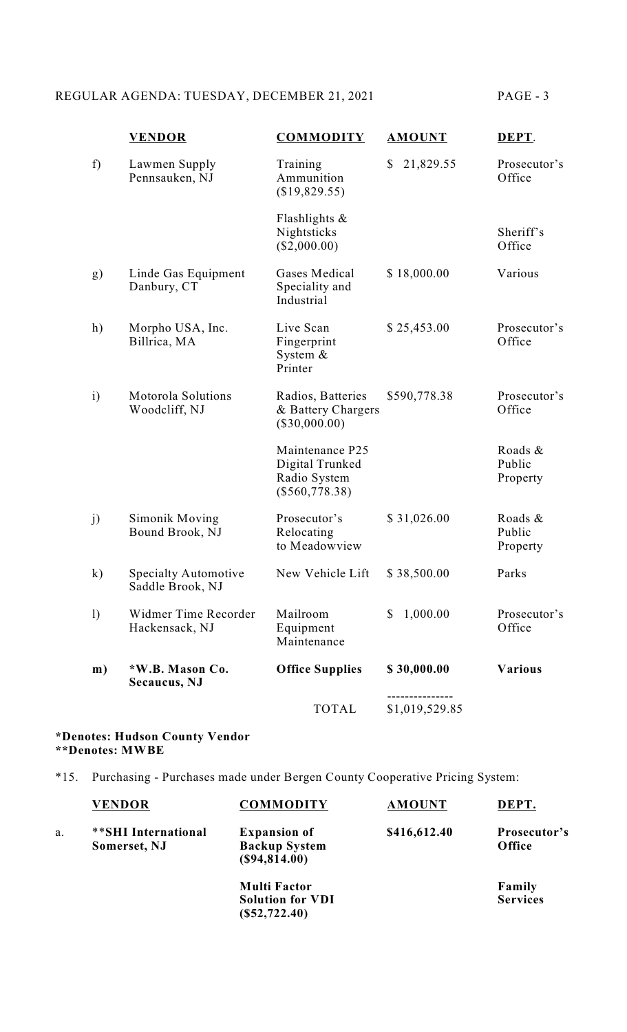|  | VENDOR | COMMODITY | AMOUNT | DEPT. |
|---|---|---|---|---|
| f) | Lawmen Supply Pennsauken, NJ | Training Ammunition ($19,829.55) | $ 21,829.55 | Prosecutor's Office |
|  |  | Flashlights & Nightsticks ($2,000.00) |  | Sheriff's Office |
| g) | Linde Gas Equipment Danbury, CT | Gases Medical Speciality and Industrial | $ 18,000.00 | Various |
| h) | Morpho USA, Inc. Billrica, MA | Live Scan Fingerprint System & Printer | $ 25,453.00 | Prosecutor's Office |
| i) | Motorola Solutions Woodcliff, NJ | Radios, Batteries & Battery Chargers ($30,000.00) | $590,778.38 | Prosecutor's Office |
|  |  | Maintenance P25 Digital Trunked Radio System ($560,778.38) |  | Roads & Public Property |
| j) | Simonik Moving Bound Brook, NJ | Prosecutor's Relocating to Meadowview | $ 31,026.00 | Roads & Public Property |
| k) | Specialty Automotive Saddle Brook, NJ | New Vehicle Lift | $ 38,500.00 | Parks |
| l) | Widmer Time Recorder Hackensack, NJ | Mailroom Equipment Maintenance | $ 1,000.00 | Prosecutor's Office |
| **m)** | **\*W.B. Mason Co. Secaucus, NJ** | **Office Supplies** | **$ 30,000.00** | **Various** |
|  |  | TOTAL | $1,019,529.85 |  |

**\*Denotes: Hudson County Vendor**
**\*\*Denotes: MWBE**

\*15. Purchasing - Purchases made under Bergen County Cooperative Pricing System:

|  | VENDOR | COMMODITY | AMOUNT | DEPT. |
|---|---|---|---|---|
| a. | **\*\*SHI International Somerset, NJ** | **Expansion of Backup System ($94,814.00)** | **$416,612.40** | **Prosecutor's Office** |
|  |  | **Multi Factor Solution for VDI ($52,722.40)** |  | **Family Services** |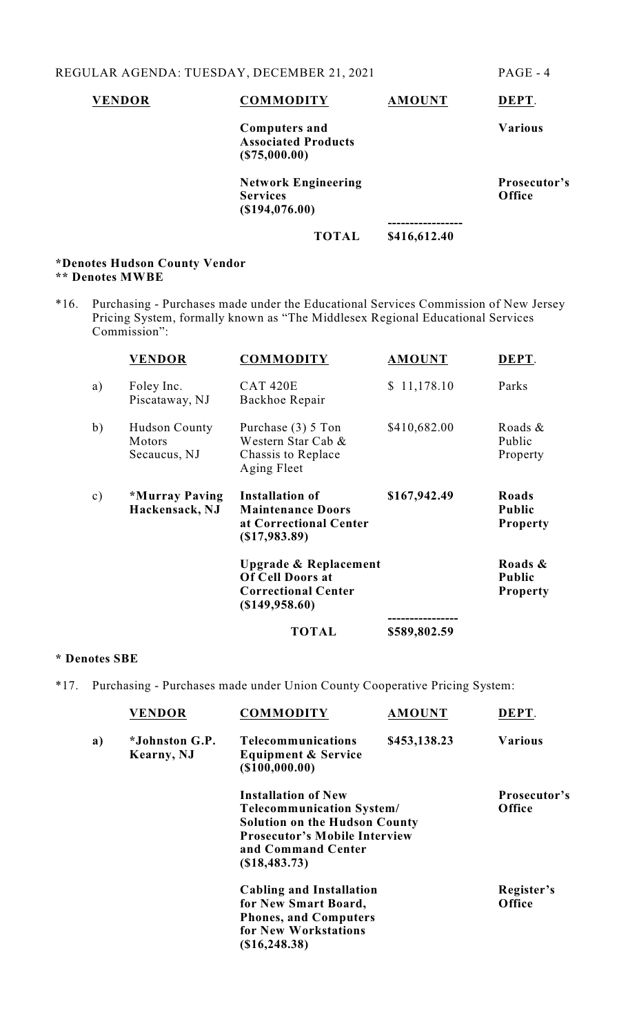| VENDOR | COMMODITY | AMOUNT | DEPT. |
|---|---|---|---|
| | **Computers and Associated Products ($75,000.00)** | | **Various** |
| | **Network Engineering Services ($194,076.00)** | | **Prosecutor's Office** |
| | | ----------------- | |
| | **TOTAL** | **$416,612.40** | |

**\*Denotes Hudson County Vendor**
**\*\* Denotes MWBE**

*16. Purchasing - Purchases made under the Educational Services Commission of New Jersey Pricing System, formally known as "The Middlesex Regional Educational Services Commission":

| | VENDOR | COMMODITY | AMOUNT | DEPT. |
|---|---|---|---|---|
| a) | Foley Inc. Piscataway, NJ | CAT 420E Backhoe Repair | $ 11,178.10 | Parks |
| b) | Hudson County Motors Secaucus, NJ | Purchase (3) 5 Ton Western Star Cab & Chassis to Replace Aging Fleet | $410,682.00 | Roads & Public Property |
| c) | **\*Murray Paving Hackensack, NJ** | **Installation of Maintenance Doors at Correctional Center ($17,983.89)** | **$167,942.49** | **Roads Public Property** |
| | | **Upgrade & Replacement Of Cell Doors at Correctional Center ($149,958.60)** | | **Roads & Public Property** |
| | | | ---------------- | |
| | | **TOTAL** | **$589,802.59** | |

**\* Denotes SBE**

*17. Purchasing - Purchases made under Union County Cooperative Pricing System:

| | VENDOR | COMMODITY | AMOUNT | DEPT. |
|---|---|---|---|---|
| **a)** | **\*Johnston G.P. Kearny, NJ** | **Telecommunications Equipment & Service ($100,000.00)** | **$453,138.23** | **Various** |
| | | **Installation of New Telecommunication System/ Solution on the Hudson County Prosecutor's Mobile Interview and Command Center ($18,483.73)** | | **Prosecutor's Office** |
| | | **Cabling and Installation for New Smart Board, Phones, and Computers for New Workstations ($16,248.38)** | | **Register's Office** |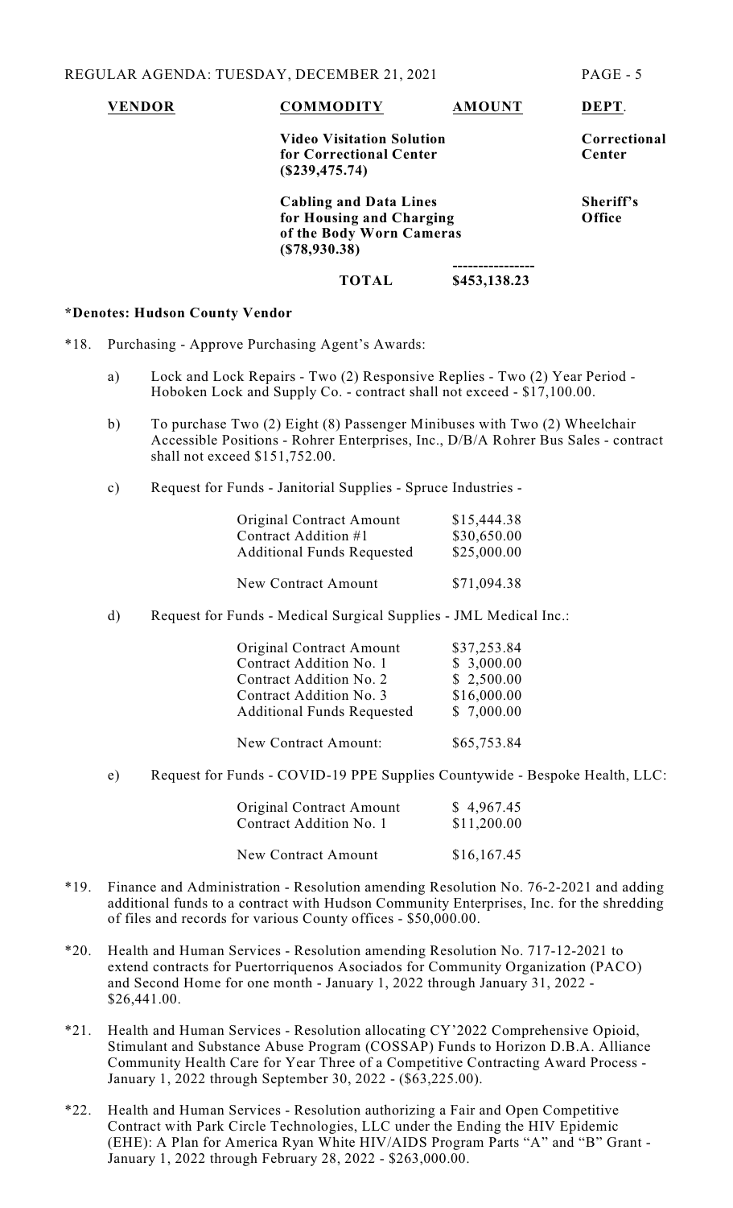| VENDOR | COMMODITY | AMOUNT | DEPT. |
|---|---|---|---|
| | **Video Visitation Solution for Correctional Center ($239,475.74)** | | **Correctional Center** |
| | **Cabling and Data Lines for Housing and Charging of the Body Worn Cameras ($78,930.38)** | | **Sheriff's Office** |
| | **TOTAL** | **$453,138.23** | |

**\*Denotes: Hudson County Vendor**

*18. Purchasing - Approve Purchasing Agent's Awards:

a) Lock and Lock Repairs - Two (2) Responsive Replies - Two (2) Year Period - Hoboken Lock and Supply Co. - contract shall not exceed - $17,100.00.

b) To purchase Two (2) Eight (8) Passenger Minibuses with Two (2) Wheelchair Accessible Positions - Rohrer Enterprises, Inc., D/B/A Rohrer Bus Sales - contract shall not exceed $151,752.00.

c) Request for Funds - Janitorial Supplies - Spruce Industries -

| | |
|---|---|
| Original Contract Amount | $15,444.38 |
| Contract Addition #1 | $30,650.00 |
| Additional Funds Requested | $25,000.00 |
| New Contract Amount | $71,094.38 |

d) Request for Funds - Medical Surgical Supplies - JML Medical Inc.:

| | |
|---|---|
| Original Contract Amount | $37,253.84 |
| Contract Addition No. 1 | $ 3,000.00 |
| Contract Addition No. 2 | $ 2,500.00 |
| Contract Addition No. 3 | $16,000.00 |
| Additional Funds Requested | $ 7,000.00 |
| New Contract Amount: | $65,753.84 |

e) Request for Funds - COVID-19 PPE Supplies Countywide - Bespoke Health, LLC:

| | |
|---|---|
| Original Contract Amount | $ 4,967.45 |
| Contract Addition No. 1 | $11,200.00 |
| New Contract Amount | $16,167.45 |

*19. Finance and Administration - Resolution amending Resolution No. 76-2-2021 and adding additional funds to a contract with Hudson Community Enterprises, Inc. for the shredding of files and records for various County offices - $50,000.00.

*20. Health and Human Services - Resolution amending Resolution No. 717-12-2021 to extend contracts for Puertorriquenos Asociados for Community Organization (PACO) and Second Home for one month - January 1, 2022 through January 31, 2022 - $26,441.00.

*21. Health and Human Services - Resolution allocating CY'2022 Comprehensive Opioid, Stimulant and Substance Abuse Program (COSSAP) Funds to Horizon D.B.A. Alliance Community Health Care for Year Three of a Competitive Contracting Award Process - January 1, 2022 through September 30, 2022 - ($63,225.00).

*22. Health and Human Services - Resolution authorizing a Fair and Open Competitive Contract with Park Circle Technologies, LLC under the Ending the HIV Epidemic (EHE): A Plan for America Ryan White HIV/AIDS Program Parts "A" and "B" Grant - January 1, 2022 through February 28, 2022 - $263,000.00.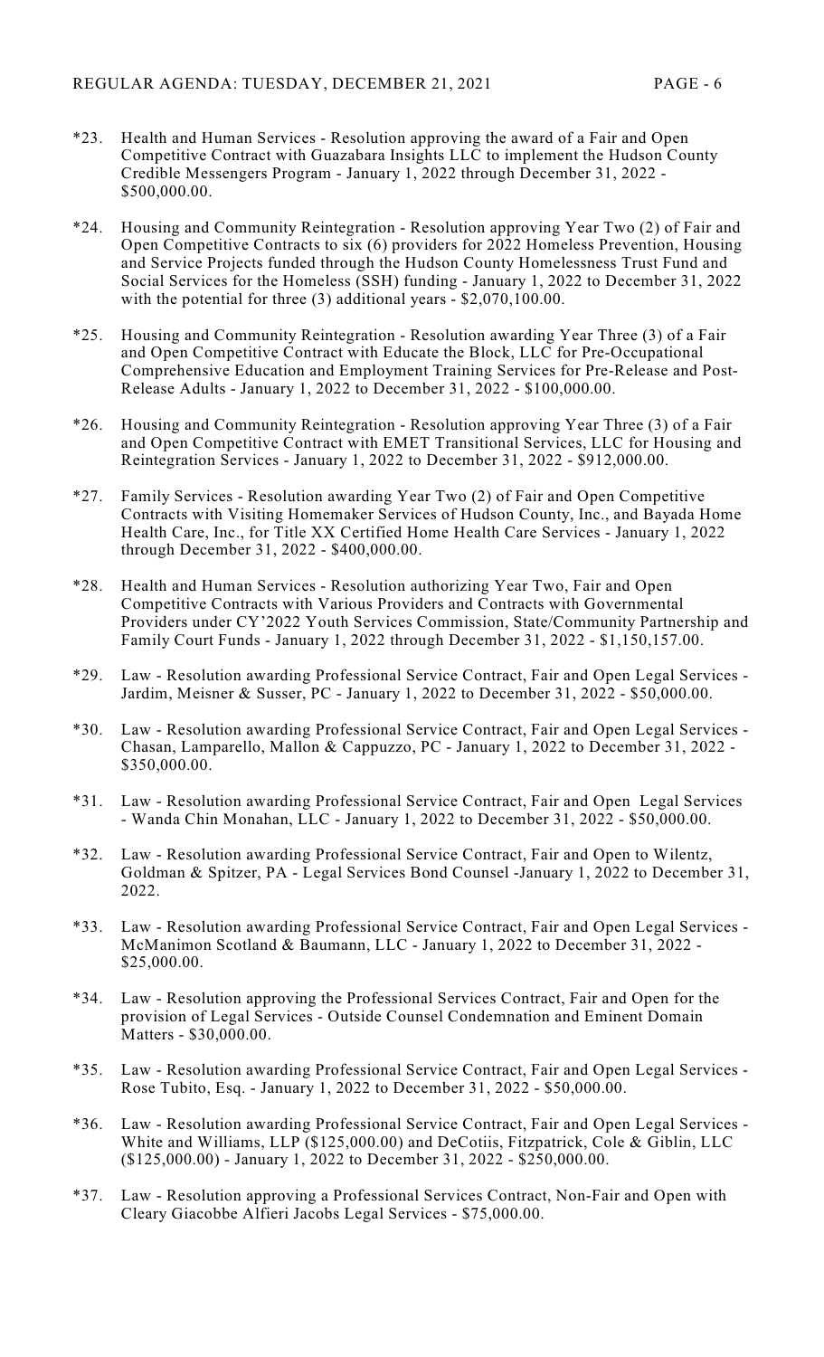\*23. Health and Human Services - Resolution approving the award of a Fair and Open Competitive Contract with Guazabara Insights LLC to implement the Hudson County Credible Messengers Program - January 1, 2022 through December 31, 2022 - $500,000.00.

\*24. Housing and Community Reintegration - Resolution approving Year Two (2) of Fair and Open Competitive Contracts to six (6) providers for 2022 Homeless Prevention, Housing and Service Projects funded through the Hudson County Homelessness Trust Fund and Social Services for the Homeless (SSH) funding - January 1, 2022 to December 31, 2022 with the potential for three (3) additional years - $2,070,100.00.

\*25. Housing and Community Reintegration - Resolution awarding Year Three (3) of a Fair and Open Competitive Contract with Educate the Block, LLC for Pre-Occupational Comprehensive Education and Employment Training Services for Pre-Release and Post-Release Adults - January 1, 2022 to December 31, 2022 - $100,000.00.

\*26. Housing and Community Reintegration - Resolution approving Year Three (3) of a Fair and Open Competitive Contract with EMET Transitional Services, LLC for Housing and Reintegration Services - January 1, 2022 to December 31, 2022 - $912,000.00.

\*27. Family Services - Resolution awarding Year Two (2) of Fair and Open Competitive Contracts with Visiting Homemaker Services of Hudson County, Inc., and Bayada Home Health Care, Inc., for Title XX Certified Home Health Care Services - January 1, 2022 through December 31, 2022 - $400,000.00.

\*28. Health and Human Services - Resolution authorizing Year Two, Fair and Open Competitive Contracts with Various Providers and Contracts with Governmental Providers under CY'2022 Youth Services Commission, State/Community Partnership and Family Court Funds - January 1, 2022 through December 31, 2022 - $1,150,157.00.

\*29. Law - Resolution awarding Professional Service Contract, Fair and Open Legal Services - Jardim, Meisner & Susser, PC - January 1, 2022 to December 31, 2022 - $50,000.00.

\*30. Law - Resolution awarding Professional Service Contract, Fair and Open Legal Services - Chasan, Lamparello, Mallon & Cappuzzo, PC - January 1, 2022 to December 31, 2022 - $350,000.00.

\*31. Law - Resolution awarding Professional Service Contract, Fair and Open Legal Services - Wanda Chin Monahan, LLC - January 1, 2022 to December 31, 2022 - $50,000.00.

\*32. Law - Resolution awarding Professional Service Contract, Fair and Open to Wilentz, Goldman & Spitzer, PA - Legal Services Bond Counsel -January 1, 2022 to December 31, 2022.

\*33. Law - Resolution awarding Professional Service Contract, Fair and Open Legal Services - McManimon Scotland & Baumann, LLC - January 1, 2022 to December 31, 2022 - $25,000.00.

\*34. Law - Resolution approving the Professional Services Contract, Fair and Open for the provision of Legal Services - Outside Counsel Condemnation and Eminent Domain Matters - $30,000.00.

\*35. Law - Resolution awarding Professional Service Contract, Fair and Open Legal Services - Rose Tubito, Esq. - January 1, 2022 to December 31, 2022 - $50,000.00.

\*36. Law - Resolution awarding Professional Service Contract, Fair and Open Legal Services - White and Williams, LLP ($125,000.00) and DeCotiis, Fitzpatrick, Cole & Giblin, LLC ($125,000.00) - January 1, 2022 to December 31, 2022 - $250,000.00.

\*37. Law - Resolution approving a Professional Services Contract, Non-Fair and Open with Cleary Giacobbe Alfieri Jacobs Legal Services - $75,000.00.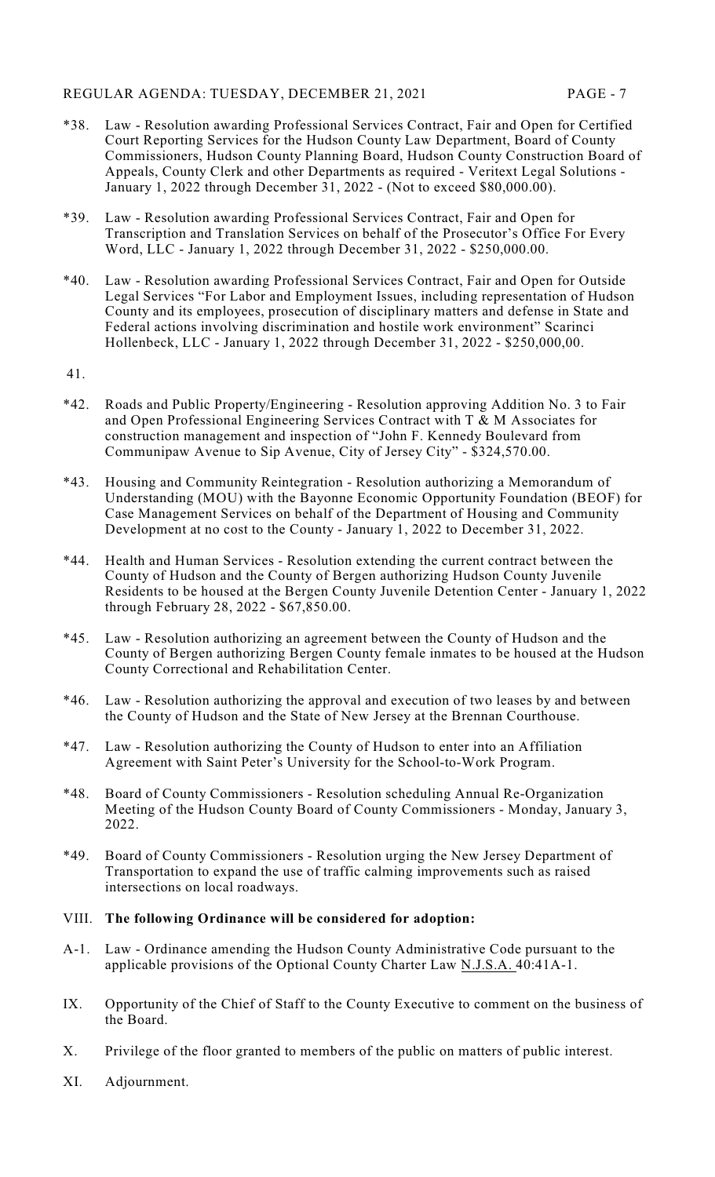*38. Law - Resolution awarding Professional Services Contract, Fair and Open for Certified Court Reporting Services for the Hudson County Law Department, Board of County Commissioners, Hudson County Planning Board, Hudson County Construction Board of Appeals, County Clerk and other Departments as required - Veritext Legal Solutions - January 1, 2022 through December 31, 2022 - (Not to exceed $80,000.00).

*39. Law - Resolution awarding Professional Services Contract, Fair and Open for Transcription and Translation Services on behalf of the Prosecutor's Office For Every Word, LLC - January 1, 2022 through December 31, 2022 - $250,000.00.

*40. Law - Resolution awarding Professional Services Contract, Fair and Open for Outside Legal Services "For Labor and Employment Issues, including representation of Hudson County and its employees, prosecution of disciplinary matters and defense in State and Federal actions involving discrimination and hostile work environment" Scarinci Hollenbeck, LLC - January 1, 2022 through December 31, 2022 - $250,000,00.

41.

*42. Roads and Public Property/Engineering - Resolution approving Addition No. 3 to Fair and Open Professional Engineering Services Contract with T & M Associates for construction management and inspection of "John F. Kennedy Boulevard from Communipaw Avenue to Sip Avenue, City of Jersey City" - $324,570.00.

*43. Housing and Community Reintegration - Resolution authorizing a Memorandum of Understanding (MOU) with the Bayonne Economic Opportunity Foundation (BEOF) for Case Management Services on behalf of the Department of Housing and Community Development at no cost to the County - January 1, 2022 to December 31, 2022.

*44. Health and Human Services - Resolution extending the current contract between the County of Hudson and the County of Bergen authorizing Hudson County Juvenile Residents to be housed at the Bergen County Juvenile Detention Center - January 1, 2022 through February 28, 2022 - $67,850.00.

*45. Law - Resolution authorizing an agreement between the County of Hudson and the County of Bergen authorizing Bergen County female inmates to be housed at the Hudson County Correctional and Rehabilitation Center.

*46. Law - Resolution authorizing the approval and execution of two leases by and between the County of Hudson and the State of New Jersey at the Brennan Courthouse.

*47. Law - Resolution authorizing the County of Hudson to enter into an Affiliation Agreement with Saint Peter's University for the School-to-Work Program.

*48. Board of County Commissioners - Resolution scheduling Annual Re-Organization Meeting of the Hudson County Board of County Commissioners - Monday, January 3, 2022.

*49. Board of County Commissioners - Resolution urging the New Jersey Department of Transportation to expand the use of traffic calming improvements such as raised intersections on local roadways.

VIII. **The following Ordinance will be considered for adoption:**

A-1. Law - Ordinance amending the Hudson County Administrative Code pursuant to the applicable provisions of the Optional County Charter Law N.J.S.A. 40:41A-1.

IX. Opportunity of the Chief of Staff to the County Executive to comment on the business of the Board.

X. Privilege of the floor granted to members of the public on matters of public interest.

XI. Adjournment.